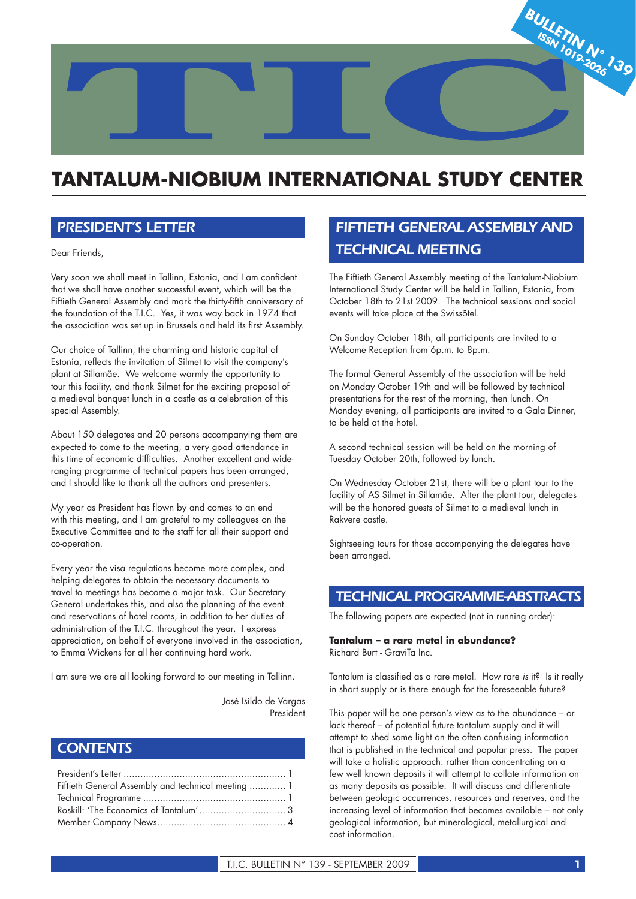# TANTALUM-NIOBIUM INTERNATIONAL STUDY CENTER

BULLETIN N° 139
ISSN 1019-2026

## PRESIDENT'S LETTER

Dear Friends,

Very soon we shall meet in Tallinn, Estonia, and I am confident that we shall have another successful event, which will be the Fiftieth General Assembly and mark the thirty-fifth anniversary of the foundation of the T.I.C. Yes, it was way back in 1974 that the association was set up in Brussels and held its first Assembly.

Our choice of Tallinn, the charming and historic capital of Estonia, reflects the invitation of Silmet to visit the company's plant at Sillamäe. We welcome warmly the opportunity to tour this facility, and thank Silmet for the exciting proposal of a medieval banquet lunch in a castle as a celebration of this special Assembly.

About 150 delegates and 20 persons accompanying them are expected to come to the meeting, a very good attendance in this time of economic difficulties. Another excellent and wide-ranging programme of technical papers has been arranged, and I should like to thank all the authors and presenters.

My year as President has flown by and comes to an end with this meeting, and I am grateful to my colleagues on the Executive Committee and to the staff for all their support and co-operation.

Every year the visa regulations become more complex, and helping delegates to obtain the necessary documents to travel to meetings has become a major task. Our Secretary General undertakes this, and also the planning of the event and reservations of hotel rooms, in addition to her duties of administration of the T.I.C. throughout the year. I express appreciation, on behalf of everyone involved in the association, to Emma Wickens for all her continuing hard work.

I am sure we are all looking forward to our meeting in Tallinn.

José Isildo de Vargas
President

## CONTENTS

| | |
|---|---|
| President's Letter | 1 |
| Fiftieth General Assembly and technical meeting | 1 |
| Technical Programme | 1 |
| Roskill: 'The Economics of Tantalum' | 3 |
| Member Company News | 4 |

## FIFTIETH GENERAL ASSEMBLY AND TECHNICAL MEETING

The Fiftieth General Assembly meeting of the Tantalum-Niobium International Study Center will be held in Tallinn, Estonia, from October 18th to 21st 2009. The technical sessions and social events will take place at the Swissôtel.

On Sunday October 18th, all participants are invited to a Welcome Reception from 6p.m. to 8p.m.

The formal General Assembly of the association will be held on Monday October 19th and will be followed by technical presentations for the rest of the morning, then lunch. On Monday evening, all participants are invited to a Gala Dinner, to be held at the hotel.

A second technical session will be held on the morning of Tuesday October 20th, followed by lunch.

On Wednesday October 21st, there will be a plant tour to the facility of AS Silmet in Sillamäe. After the plant tour, delegates will be the honored guests of Silmet to a medieval lunch in Rakvere castle.

Sightseeing tours for those accompanying the delegates have been arranged.

## TECHNICAL PROGRAMME-ABSTRACTS

The following papers are expected (not in running order):

**Tantalum – a rare metal in abundance?**
Richard Burt - GraviTa Inc.

Tantalum is classified as a rare metal. How rare *is* it? Is it really in short supply or is there enough for the foreseeable future?

This paper will be one person's view as to the abundance – or lack thereof – of potential future tantalum supply and it will attempt to shed some light on the often confusing information that is published in the technical and popular press. The paper will take a holistic approach: rather than concentrating on a few well known deposits it will attempt to collate information on as many deposits as possible. It will discuss and differentiate between geologic occurrences, resources and reserves, and the increasing level of information that becomes available – not only geological information, but mineralogical, metallurgical and cost information.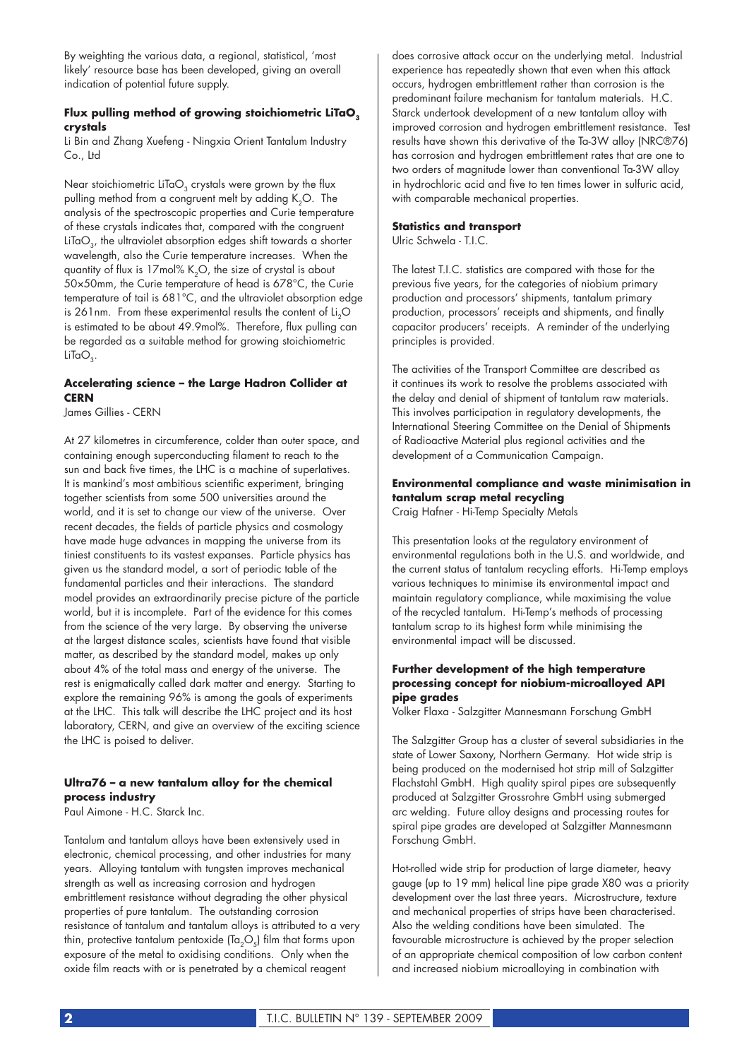By weighting the various data, a regional, statistical, 'most likely' resource base has been developed, giving an overall indication of potential future supply.

### Flux pulling method of growing stoichiometric $LiTaO_3$ crystals

Li Bin and Zhang Xuefeng - Ningxia Orient Tantalum Industry Co., Ltd

Near stoichiometric $LiTaO_3$ crystals were grown by the flux pulling method from a congruent melt by adding $K_2O$. The analysis of the spectroscopic properties and Curie temperature of these crystals indicates that, compared with the congruent $LiTaO_3$, the ultraviolet absorption edges shift towards a shorter wavelength, also the Curie temperature increases. When the quantity of flux is 17mol% $K_2O$, the size of crystal is about 50×50mm, the Curie temperature of head is 678°C, the Curie temperature of tail is 681°C, and the ultraviolet absorption edge is 261nm. From these experimental results the content of $Li_2O$ is estimated to be about 49.9mol%. Therefore, flux pulling can be regarded as a suitable method for growing stoichiometric $LiTaO_3$.

### Accelerating science – the Large Hadron Collider at CERN

James Gillies - CERN

At 27 kilometres in circumference, colder than outer space, and containing enough superconducting filament to reach to the sun and back five times, the LHC is a machine of superlatives. It is mankind's most ambitious scientific experiment, bringing together scientists from some 500 universities around the world, and it is set to change our view of the universe. Over recent decades, the fields of particle physics and cosmology have made huge advances in mapping the universe from its tiniest constituents to its vastest expanses. Particle physics has given us the standard model, a sort of periodic table of the fundamental particles and their interactions. The standard model provides an extraordinarily precise picture of the particle world, but it is incomplete. Part of the evidence for this comes from the science of the very large. By observing the universe at the largest distance scales, scientists have found that visible matter, as described by the standard model, makes up only about 4% of the total mass and energy of the universe. The rest is enigmatically called dark matter and energy. Starting to explore the remaining 96% is among the goals of experiments at the LHC. This talk will describe the LHC project and its host laboratory, CERN, and give an overview of the exciting science the LHC is poised to deliver.

### Ultra76 – a new tantalum alloy for the chemical process industry

Paul Aimone - H.C. Starck Inc.

Tantalum and tantalum alloys have been extensively used in electronic, chemical processing, and other industries for many years. Alloying tantalum with tungsten improves mechanical strength as well as increasing corrosion and hydrogen embrittlement resistance without degrading the other physical properties of pure tantalum. The outstanding corrosion resistance of tantalum and tantalum alloys is attributed to a very thin, protective tantalum pentoxide ($Ta_2O_5$) film that forms upon exposure of the metal to oxidising conditions. Only when the oxide film reacts with or is penetrated by a chemical reagent does corrosive attack occur on the underlying metal. Industrial experience has repeatedly shown that even when this attack occurs, hydrogen embrittlement rather than corrosion is the predominant failure mechanism for tantalum materials. H.C. Starck undertook development of a new tantalum alloy with improved corrosion and hydrogen embrittlement resistance. Test results have shown this derivative of the Ta-3W alloy (NRC®76) has corrosion and hydrogen embrittlement rates that are one to two orders of magnitude lower than conventional Ta-3W alloy in hydrochloric acid and five to ten times lower in sulfuric acid, with comparable mechanical properties.

### Statistics and transport

Ulric Schwela - T.I.C.

The latest T.I.C. statistics are compared with those for the previous five years, for the categories of niobium primary production and processors' shipments, tantalum primary production, processors' receipts and shipments, and finally capacitor producers' receipts. A reminder of the underlying principles is provided.

The activities of the Transport Committee are described as it continues its work to resolve the problems associated with the delay and denial of shipment of tantalum raw materials. This involves participation in regulatory developments, the International Steering Committee on the Denial of Shipments of Radioactive Material plus regional activities and the development of a Communication Campaign.

### Environmental compliance and waste minimisation in tantalum scrap metal recycling

Craig Hafner - Hi-Temp Specialty Metals

This presentation looks at the regulatory environment of environmental regulations both in the U.S. and worldwide, and the current status of tantalum recycling efforts. Hi-Temp employs various techniques to minimise its environmental impact and maintain regulatory compliance, while maximising the value of the recycled tantalum. Hi-Temp's methods of processing tantalum scrap to its highest form while minimising the environmental impact will be discussed.

### Further development of the high temperature processing concept for niobium-microalloyed API pipe grades

Volker Flaxa - Salzgitter Mannesmann Forschung GmbH

The Salzgitter Group has a cluster of several subsidiaries in the state of Lower Saxony, Northern Germany. Hot wide strip is being produced on the modernised hot strip mill of Salzgitter Flachstahl GmbH. High quality spiral pipes are subsequently produced at Salzgitter Grossrohre GmbH using submerged arc welding. Future alloy designs and processing routes for spiral pipe grades are developed at Salzgitter Mannesmann Forschung GmbH.

Hot-rolled wide strip for production of large diameter, heavy gauge (up to 19 mm) helical line pipe grade X80 was a priority development over the last three years. Microstructure, texture and mechanical properties of strips have been characterised. Also the welding conditions have been simulated. The favourable microstructure is achieved by the proper selection of an appropriate chemical composition of low carbon content and increased niobium microalloying in combination with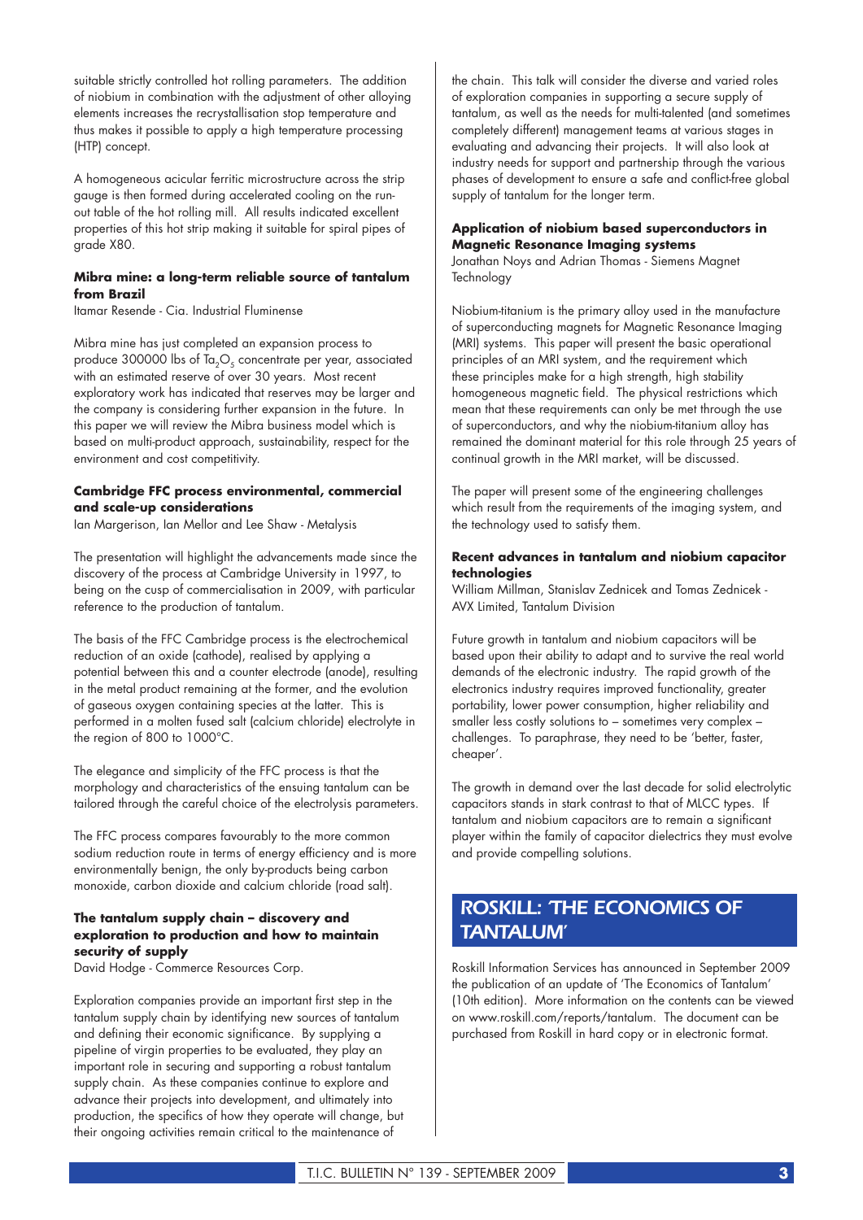suitable strictly controlled hot rolling parameters. The addition of niobium in combination with the adjustment of other alloying elements increases the recrystallisation stop temperature and thus makes it possible to apply a high temperature processing (HTP) concept.

A homogeneous acicular ferritic microstructure across the strip gauge is then formed during accelerated cooling on the run-out table of the hot rolling mill. All results indicated excellent properties of this hot strip making it suitable for spiral pipes of grade X80.

**Mibra mine: a long-term reliable source of tantalum from Brazil**

Itamar Resende - Cia. Industrial Fluminense

Mibra mine has just completed an expansion process to produce 300000 lbs of $Ta_2O_5$ concentrate per year, associated with an estimated reserve of over 30 years. Most recent exploratory work has indicated that reserves may be larger and the company is considering further expansion in the future. In this paper we will review the Mibra business model which is based on multi-product approach, sustainability, respect for the environment and cost competitivity.

**Cambridge FFC process environmental, commercial and scale-up considerations**

Ian Margerison, Ian Mellor and Lee Shaw - Metalysis

The presentation will highlight the advancements made since the discovery of the process at Cambridge University in 1997, to being on the cusp of commercialisation in 2009, with particular reference to the production of tantalum.

The basis of the FFC Cambridge process is the electrochemical reduction of an oxide (cathode), realised by applying a potential between this and a counter electrode (anode), resulting in the metal product remaining at the former, and the evolution of gaseous oxygen containing species at the latter. This is performed in a molten fused salt (calcium chloride) electrolyte in the region of 800 to 1000°C.

The elegance and simplicity of the FFC process is that the morphology and characteristics of the ensuing tantalum can be tailored through the careful choice of the electrolysis parameters.

The FFC process compares favourably to the more common sodium reduction route in terms of energy efficiency and is more environmentally benign, the only by-products being carbon monoxide, carbon dioxide and calcium chloride (road salt).

**The tantalum supply chain – discovery and exploration to production and how to maintain security of supply**

David Hodge - Commerce Resources Corp.

Exploration companies provide an important first step in the tantalum supply chain by identifying new sources of tantalum and defining their economic significance. By supplying a pipeline of virgin properties to be evaluated, they play an important role in securing and supporting a robust tantalum supply chain. As these companies continue to explore and advance their projects into development, and ultimately into production, the specifics of how they operate will change, but their ongoing activities remain critical to the maintenance of the chain. This talk will consider the diverse and varied roles of exploration companies in supporting a secure supply of tantalum, as well as the needs for multi-talented (and sometimes completely different) management teams at various stages in evaluating and advancing their projects. It will also look at industry needs for support and partnership through the various phases of development to ensure a safe and conflict-free global supply of tantalum for the longer term.

**Application of niobium based superconductors in Magnetic Resonance Imaging systems**

Jonathan Noys and Adrian Thomas - Siemens Magnet Technology

Niobium-titanium is the primary alloy used in the manufacture of superconducting magnets for Magnetic Resonance Imaging (MRI) systems. This paper will present the basic operational principles of an MRI system, and the requirement which these principles make for a high strength, high stability homogeneous magnetic field. The physical restrictions which mean that these requirements can only be met through the use of superconductors, and why the niobium-titanium alloy has remained the dominant material for this role through 25 years of continual growth in the MRI market, will be discussed.

The paper will present some of the engineering challenges which result from the requirements of the imaging system, and the technology used to satisfy them.

**Recent advances in tantalum and niobium capacitor technologies**

William Millman, Stanislav Zednicek and Tomas Zednicek - AVX Limited, Tantalum Division

Future growth in tantalum and niobium capacitors will be based upon their ability to adapt and to survive the real world demands of the electronic industry. The rapid growth of the electronics industry requires improved functionality, greater portability, lower power consumption, higher reliability and smaller less costly solutions to – sometimes very complex – challenges. To paraphrase, they need to be 'better, faster, cheaper'.

The growth in demand over the last decade for solid electrolytic capacitors stands in stark contrast to that of MLCC types. If tantalum and niobium capacitors are to remain a significant player within the family of capacitor dielectrics they must evolve and provide compelling solutions.

## *ROSKILL: 'THE ECONOMICS OF TANTALUM'*

Roskill Information Services has announced in September 2009 the publication of an update of 'The Economics of Tantalum' (10th edition). More information on the contents can be viewed on www.roskill.com/reports/tantalum. The document can be purchased from Roskill in hard copy or in electronic format.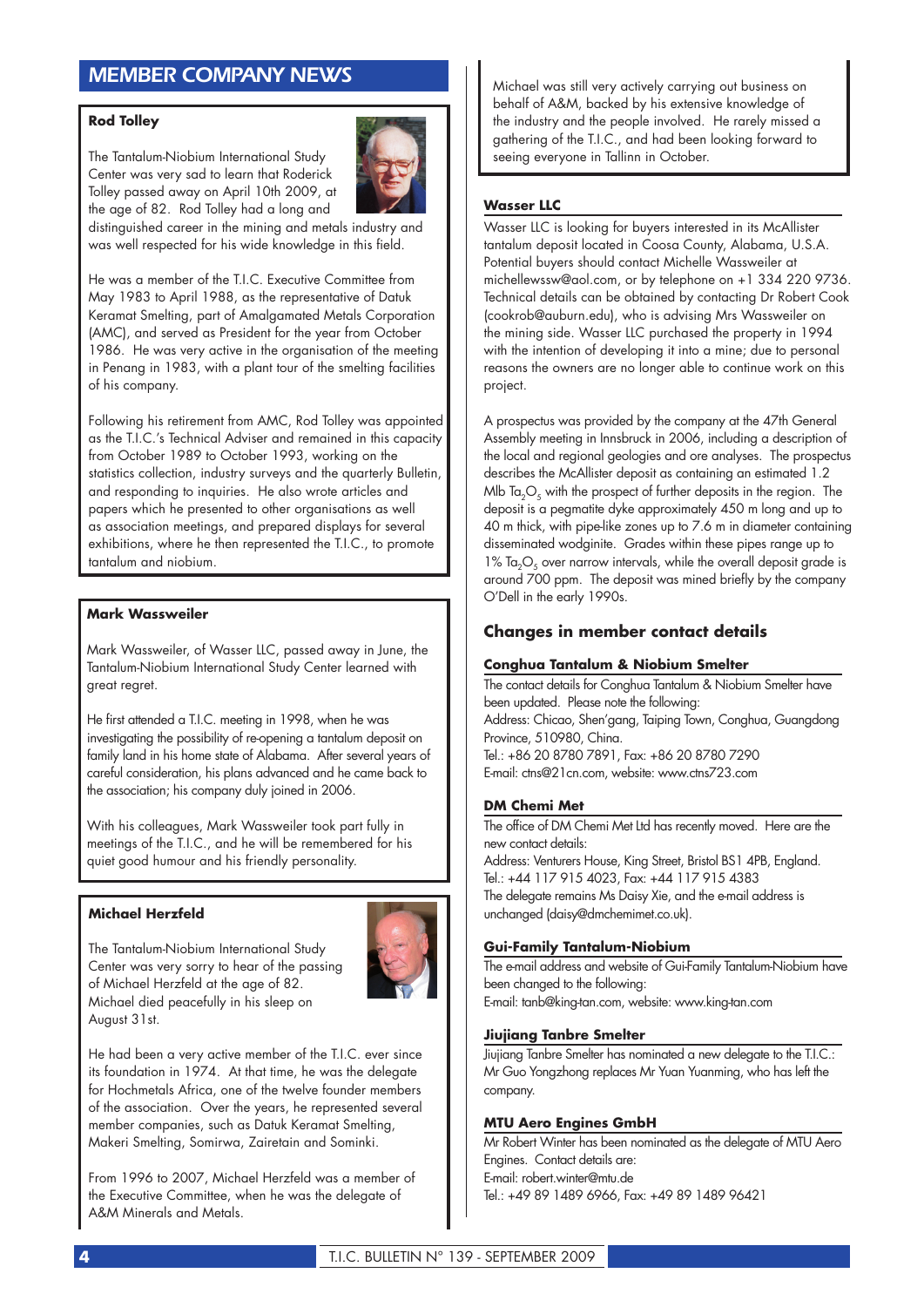## MEMBER COMPANY NEWS

### Rod Tolley

The Tantalum-Niobium International Study Center was very sad to learn that Roderick Tolley passed away on April 10th 2009, at the age of 82. Rod Tolley had a long and distinguished career in the mining and metals industry and was well respected for his wide knowledge in this field.

He was a member of the T.I.C. Executive Committee from May 1983 to April 1988, as the representative of Datuk Keramat Smelting, part of Amalgamated Metals Corporation (AMC), and served as President for the year from October 1986. He was very active in the organisation of the meeting in Penang in 1983, with a plant tour of the smelting facilities of his company.

Following his retirement from AMC, Rod Tolley was appointed as the T.I.C.'s Technical Adviser and remained in this capacity from October 1989 to October 1993, working on the statistics collection, industry surveys and the quarterly Bulletin, and responding to inquiries. He also wrote articles and papers which he presented to other organisations as well as association meetings, and prepared displays for several exhibitions, where he then represented the T.I.C., to promote tantalum and niobium.

### Mark Wassweiler

Mark Wassweiler, of Wasser LLC, passed away in June, the Tantalum-Niobium International Study Center learned with great regret.

He first attended a T.I.C. meeting in 1998, when he was investigating the possibility of re-opening a tantalum deposit on family land in his home state of Alabama. After several years of careful consideration, his plans advanced and he came back to the association; his company duly joined in 2006.

With his colleagues, Mark Wassweiler took part fully in meetings of the T.I.C., and he will be remembered for his quiet good humour and his friendly personality.

### Michael Herzfeld

The Tantalum-Niobium International Study Center was very sorry to hear of the passing of Michael Herzfeld at the age of 82. Michael died peacefully in his sleep on August 31st.

He had been a very active member of the T.I.C. ever since its foundation in 1974. At that time, he was the delegate for Hochmetals Africa, one of the twelve founder members of the association. Over the years, he represented several member companies, such as Datuk Keramat Smelting, Makeri Smelting, Somirwa, Zairetain and Sominki.

From 1996 to 2007, Michael Herzfeld was a member of the Executive Committee, when he was the delegate of A&M Minerals and Metals.

Michael was still very actively carrying out business on behalf of A&M, backed by his extensive knowledge of the industry and the people involved. He rarely missed a gathering of the T.I.C., and had been looking forward to seeing everyone in Tallinn in October.

### Wasser LLC

Wasser LLC is looking for buyers interested in its McAllister tantalum deposit located in Coosa County, Alabama, U.S.A. Potential buyers should contact Michelle Wassweiler at michellewssw@aol.com, or by telephone on +1 334 220 9736. Technical details can be obtained by contacting Dr Robert Cook (cookrob@auburn.edu), who is advising Mrs Wassweiler on the mining side. Wasser LLC purchased the property in 1994 with the intention of developing it into a mine; due to personal reasons the owners are no longer able to continue work on this project.

A prospectus was provided by the company at the 47th General Assembly meeting in Innsbruck in 2006, including a description of the local and regional geologies and ore analyses. The prospectus describes the McAllister deposit as containing an estimated 1.2 Mlb $Ta_2O_5$ with the prospect of further deposits in the region. The deposit is a pegmatite dyke approximately 450 m long and up to 40 m thick, with pipe-like zones up to 7.6 m in diameter containing disseminated wodginite. Grades within these pipes range up to 1% $Ta_2O_5$ over narrow intervals, while the overall deposit grade is around 700 ppm. The deposit was mined briefly by the company O'Dell in the early 1990s.

## Changes in member contact details

### Conghua Tantalum & Niobium Smelter

The contact details for Conghua Tantalum & Niobium Smelter have been updated. Please note the following:
Address: Chicao, Shen'gang, Taiping Town, Conghua, Guangdong Province, 510980, China.
Tel.: +86 20 8780 7891, Fax: +86 20 8780 7290
E-mail: ctns@21cn.com, website: www.ctns723.com

### DM Chemi Met

The office of DM Chemi Met Ltd has recently moved. Here are the new contact details:
Address: Venturers House, King Street, Bristol BS1 4PB, England.
Tel.: +44 117 915 4023, Fax: +44 117 915 4383
The delegate remains Ms Daisy Xie, and the e-mail address is unchanged (daisy@dmchemimet.co.uk).

### Gui-Family Tantalum-Niobium

The e-mail address and website of Gui-Family Tantalum-Niobium have been changed to the following:
E-mail: tanb@king-tan.com, website: www.king-tan.com

### Jiujiang Tanbre Smelter

Jiujiang Tanbre Smelter has nominated a new delegate to the T.I.C.: Mr Guo Yongzhong replaces Mr Yuan Yuanming, who has left the company.

### MTU Aero Engines GmbH

Mr Robert Winter has been nominated as the delegate of MTU Aero Engines. Contact details are:
E-mail: robert.winter@mtu.de
Tel.: +49 89 1489 6966, Fax: +49 89 1489 96421